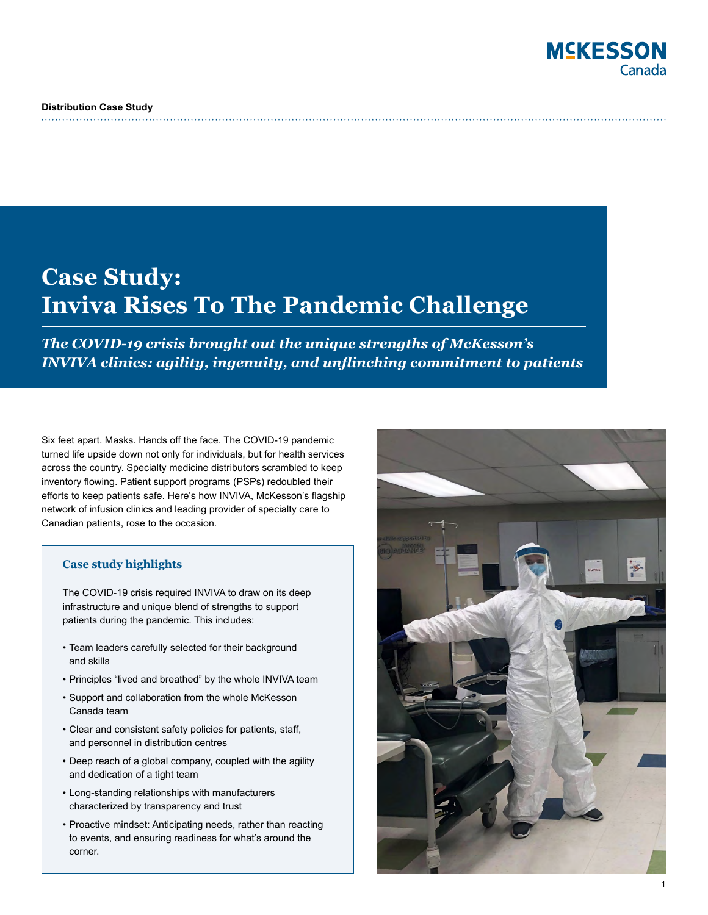**Distribution Case Study**

# Case Study: Inviva Rises To The Pandemic Challenge

***The COVID-19 crisis brought out the unique strengths of McKesson's INVIVA clinics: agility, ingenuity, and unflinching commitment to patients***

Six feet apart. Masks. Hands off the face. The COVID-19 pandemic turned life upside down not only for individuals, but for health services across the country. Specialty medicine distributors scrambled to keep inventory flowing. Patient support programs (PSPs) redoubled their efforts to keep patients safe. Here's how INVIVA, McKesson's flagship network of infusion clinics and leading provider of specialty care to Canadian patients, rose to the occasion.

### Case study highlights

The COVID-19 crisis required INVIVA to draw on its deep infrastructure and unique blend of strengths to support patients during the pandemic. This includes:

- Team leaders carefully selected for their background and skills
- Principles "lived and breathed" by the whole INVIVA team
- Support and collaboration from the whole McKesson Canada team
- Clear and consistent safety policies for patients, staff, and personnel in distribution centres
- Deep reach of a global company, coupled with the agility and dedication of a tight team
- Long-standing relationships with manufacturers characterized by transparency and trust
- Proactive mindset: Anticipating needs, rather than reacting to events, and ensuring readiness for what's around the corner.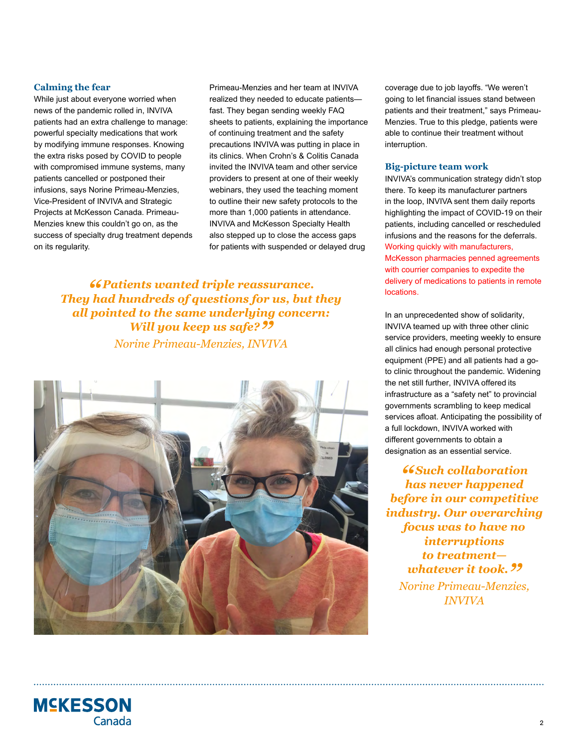## Calming the fear

While just about everyone worried when news of the pandemic rolled in, INVIVA patients had an extra challenge to manage: powerful specialty medications that work by modifying immune responses. Knowing the extra risks posed by COVID to people with compromised immune systems, many patients cancelled or postponed their infusions, says Norine Primeau-Menzies, Vice-President of INVIVA and Strategic Projects at McKesson Canada. Primeau-Menzies knew this couldn't go on, as the success of specialty drug treatment depends on its regularity.

Primeau-Menzies and her team at INVIVA realized they needed to educate patients—fast. They began sending weekly FAQ sheets to patients, explaining the importance of continuing treatment and the safety precautions INVIVA was putting in place in its clinics. When Crohn's & Colitis Canada invited the INVIVA team and other service providers to present at one of their weekly webinars, they used the teaching moment to outline their new safety protocols to the more than 1,000 patients in attendance. INVIVA and McKesson Specialty Health also stepped up to close the access gaps for patients with suspended or delayed drug coverage due to job layoffs. "We weren't going to let financial issues stand between patients and their treatment," says Primeau-Menzies. True to this pledge, patients were able to continue their treatment without interruption.

> ***"Patients wanted triple reassurance. They had hundreds of questions for us, but they all pointed to the same underlying concern: Will you keep us safe?"***
>
> *Norine Primeau-Menzies, INVIVA*

## Big-picture team work

INVIVA's communication strategy didn't stop there. To keep its manufacturer partners in the loop, INVIVA sent them daily reports highlighting the impact of COVID-19 on their patients, including cancelled or rescheduled infusions and the reasons for the deferrals. Working quickly with manufacturers, McKesson pharmacies penned agreements with courrier companies to expedite the delivery of medications to patients in remote locations.

In an unprecedented show of solidarity, INVIVA teamed up with three other clinic service providers, meeting weekly to ensure all clinics had enough personal protective equipment (PPE) and all patients had a go-to clinic throughout the pandemic. Widening the net still further, INVIVA offered its infrastructure as a "safety net" to provincial governments scrambling to keep medical services afloat. Anticipating the possibility of a full lockdown, INVIVA worked with different governments to obtain a designation as an essential service.

> ***"Such collaboration has never happened before in our competitive industry. Our overarching focus was to have no interruptions to treatment—whatever it took."***
>
> *Norine Primeau-Menzies, INVIVA*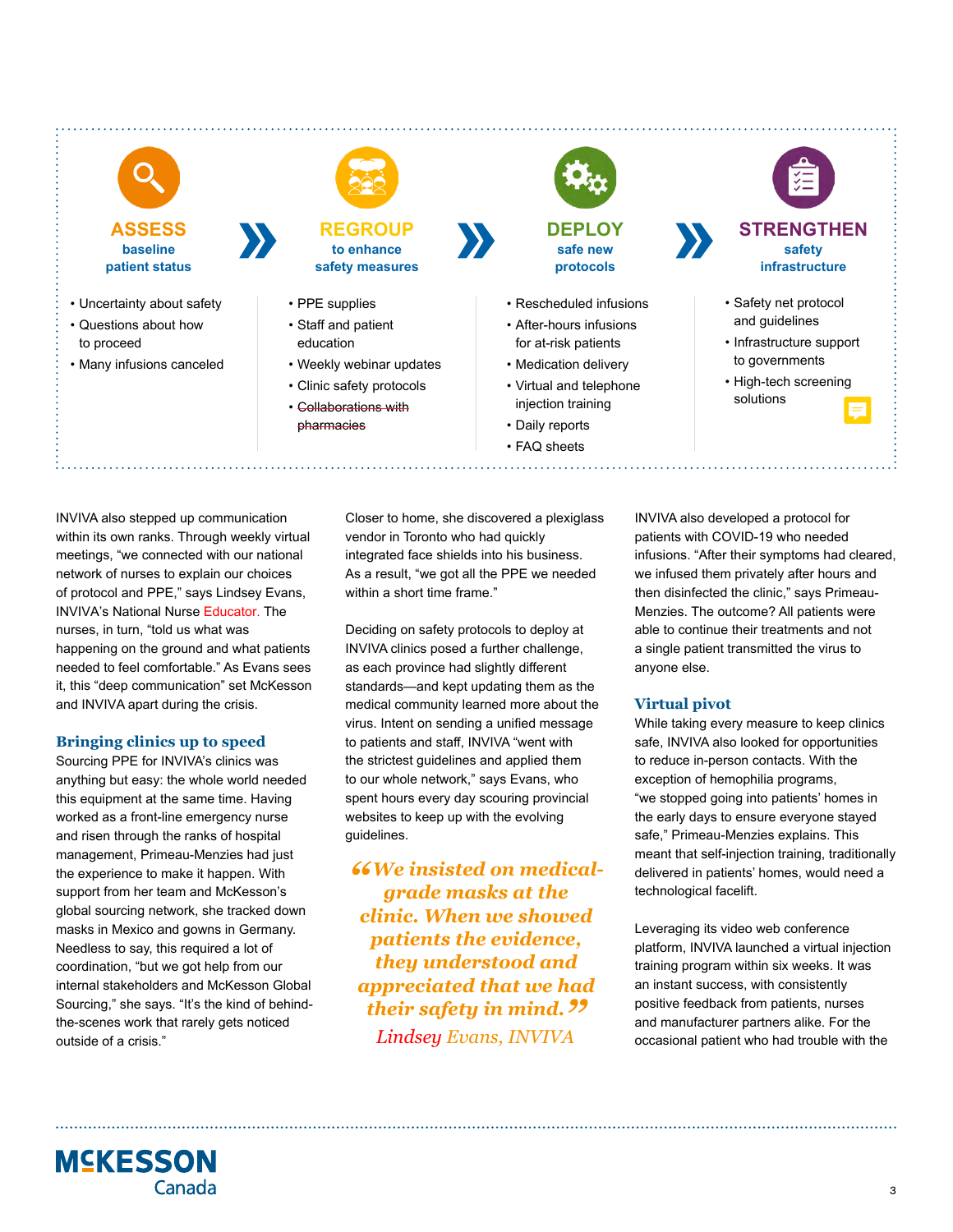**ASSESS** baseline patient status

- Uncertainty about safety
- Questions about how to proceed
- Many infusions canceled

**REGROUP** to enhance safety measures

- PPE supplies
- Staff and patient education
- Weekly webinar updates
- Clinic safety protocols
- ~~Collaborations with pharmacies~~

**DEPLOY** safe new protocols

- Rescheduled infusions
- After-hours infusions for at-risk patients
- Medication delivery
- Virtual and telephone injection training
- Daily reports
- FAQ sheets

**STRENGTHEN** safety infrastructure

- Safety net protocol and guidelines
- Infrastructure support to governments
- High-tech screening solutions

INVIVA also stepped up communication within its own ranks. Through weekly virtual meetings, "we connected with our national network of nurses to explain our choices of protocol and PPE," says Lindsey Evans, INVIVA's National Nurse Educator. The nurses, in turn, "told us what was happening on the ground and what patients needed to feel comfortable." As Evans sees it, this "deep communication" set McKesson and INVIVA apart during the crisis.

## Bringing clinics up to speed

Sourcing PPE for INVIVA's clinics was anything but easy: the whole world needed this equipment at the same time. Having worked as a front-line emergency nurse and risen through the ranks of hospital management, Primeau-Menzies had just the experience to make it happen. With support from her team and McKesson's global sourcing network, she tracked down masks in Mexico and gowns in Germany. Needless to say, this required a lot of coordination, "but we got help from our internal stakeholders and McKesson Global Sourcing," she says. "It's the kind of behind-the-scenes work that rarely gets noticed outside of a crisis."

Closer to home, she discovered a plexiglass vendor in Toronto who had quickly integrated face shields into his business. As a result, "we got all the PPE we needed within a short time frame."

Deciding on safety protocols to deploy at INVIVA clinics posed a further challenge, as each province had slightly different standards—and kept updating them as the medical community learned more about the virus. Intent on sending a unified message to patients and staff, INVIVA "went with the strictest guidelines and applied them to our whole network," says Evans, who spent hours every day scouring provincial websites to keep up with the evolving guidelines.

> *"We insisted on medical-grade masks at the clinic. When we showed patients the evidence, they understood and appreciated that we had their safety in mind."*
>
> *Lindsey Evans, INVIVA*

INVIVA also developed a protocol for patients with COVID-19 who needed infusions. "After their symptoms had cleared, we infused them privately after hours and then disinfected the clinic," says Primeau-Menzies. The outcome? All patients were able to continue their treatments and not a single patient transmitted the virus to anyone else.

## Virtual pivot

While taking every measure to keep clinics safe, INVIVA also looked for opportunities to reduce in-person contacts. With the exception of hemophilia programs, "we stopped going into patients' homes in the early days to ensure everyone stayed safe," Primeau-Menzies explains. This meant that self-injection training, traditionally delivered in patients' homes, would need a technological facelift.

Leveraging its video web conference platform, INVIVA launched a virtual injection training program within six weeks. It was an instant success, with consistently positive feedback from patients, nurses and manufacturer partners alike. For the occasional patient who had trouble with the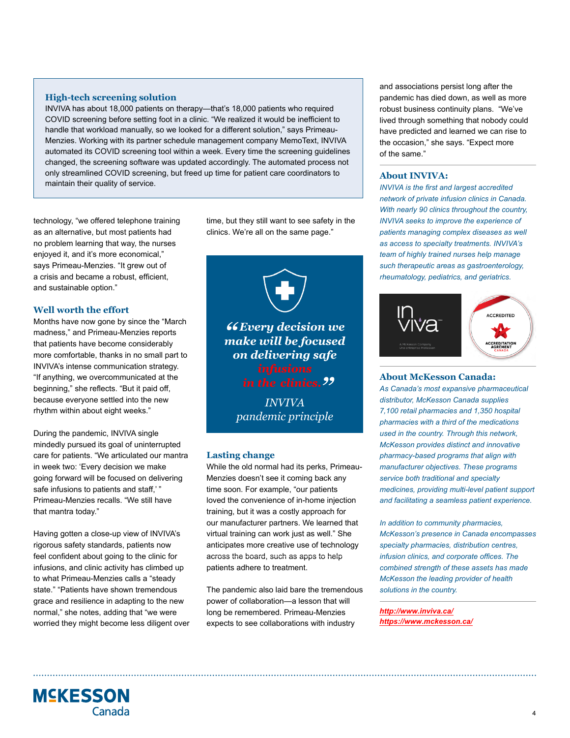### High-tech screening solution

INVIVA has about 18,000 patients on therapy—that's 18,000 patients who required COVID screening before setting foot in a clinic. "We realized it would be inefficient to handle that workload manually, so we looked for a different solution," says Primeau-Menzies. Working with its partner schedule management company MemoText, INVIVA automated its COVID screening tool within a week. Every time the screening guidelines changed, the screening software was updated accordingly. The automated process not only streamlined COVID screening, but freed up time for patient care coordinators to maintain their quality of service.

technology, "we offered telephone training as an alternative, but most patients had no problem learning that way, the nurses enjoyed it, and it's more economical," says Primeau-Menzies. "It grew out of a crisis and became a robust, efficient, and sustainable option."

### Well worth the effort

Months have now gone by since the "March madness," and Primeau-Menzies reports that patients have become considerably more comfortable, thanks in no small part to INVIVA's intense communication strategy. "If anything, we overcommunicated at the beginning," she reflects. "But it paid off, because everyone settled into the new rhythm within about eight weeks."

During the pandemic, INVIVA single mindedly pursued its goal of uninterrupted care for patients. "We articulated our mantra in week two: 'Every decision we make going forward will be focused on delivering safe infusions to patients and staff,' " Primeau-Menzies recalls. "We still have that mantra today."

Having gotten a close-up view of INVIVA's rigorous safety standards, patients now feel confident about going to the clinic for infusions, and clinic activity has climbed up to what Primeau-Menzies calls a "steady state." "Patients have shown tremendous grace and resilience in adapting to the new normal," she notes, adding that "we were worried they might become less diligent over time, but they still want to see safety in the clinics. We're all on the same page."

> *"Every decision we make will be focused on delivering safe infusions in the clinics."*
>
> *INVIVA pandemic principle*

### Lasting change

While the old normal had its perks, Primeau-Menzies doesn't see it coming back any time soon. For example, "our patients loved the convenience of in-home injection training, but it was a costly approach for our manufacturer partners. We learned that virtual training can work just as well." She anticipates more creative use of technology across the board, such as apps to help patients adhere to treatment.

The pandemic also laid bare the tremendous power of collaboration—a lesson that will long be remembered. Primeau-Menzies expects to see collaborations with industry and associations persist long after the pandemic has died down, as well as more robust business continuity plans. "We've lived through something that nobody could have predicted and learned we can rise to the occasion," she says. "Expect more of the same."

### About INVIVA:

*INVIVA is the first and largest accredited network of private infusion clinics in Canada. With nearly 90 clinics throughout the country, INVIVA seeks to improve the experience of patients managing complex diseases as well as access to specialty treatments. INVIVA's team of highly trained nurses help manage such therapeutic areas as gastroenterology, rheumatology, pediatrics, and geriatrics.*

### About McKesson Canada:

*As Canada's most expansive pharmaceutical distributor, McKesson Canada supplies 7,100 retail pharmacies and 1,350 hospital pharmacies with a third of the medications used in the country. Through this network, McKesson provides distinct and innovative pharmacy-based programs that align with manufacturer objectives. These programs service both traditional and specialty medicines, providing multi-level patient support and facilitating a seamless patient experience.*

*In addition to community pharmacies, McKesson's presence in Canada encompasses specialty pharmacies, distribution centres, infusion clinics, and corporate offices. The combined strength of these assets has made McKesson the leading provider of health solutions in the country.*

***http://www.inviva.ca/***
***https://www.mckesson.ca/***